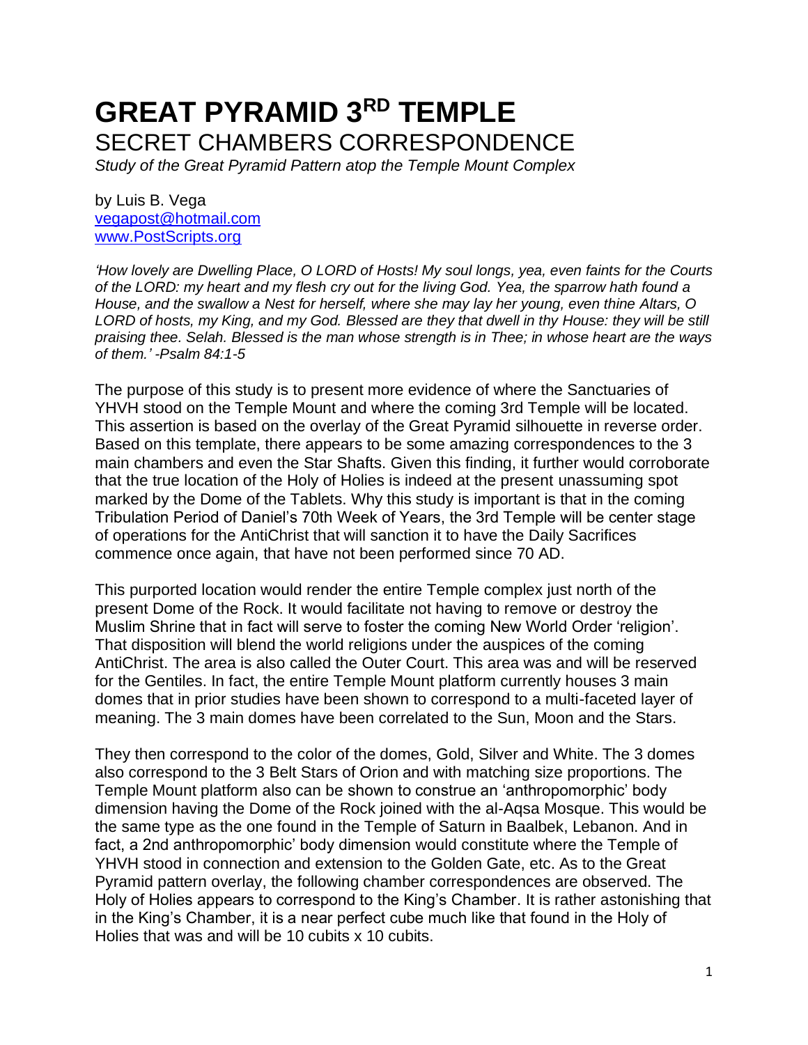# GREAT PYRAMID 3RD TEMPLE

## SECRET CHAMBERS CORRESPONDENCE

*Study of the Great Pyramid Pattern atop the Temple Mount Complex*

by Luis B. Vega
vegapost@hotmail.com
www.PostScripts.org

*'How lovely are Dwelling Place, O LORD of Hosts! My soul longs, yea, even faints for the Courts of the LORD: my heart and my flesh cry out for the living God. Yea, the sparrow hath found a House, and the swallow a Nest for herself, where she may lay her young, even thine Altars, O LORD of hosts, my King, and my God. Blessed are they that dwell in thy House: they will be still praising thee. Selah. Blessed is the man whose strength is in Thee; in whose heart are the ways of them.' -Psalm 84:1-5*

The purpose of this study is to present more evidence of where the Sanctuaries of YHVH stood on the Temple Mount and where the coming 3rd Temple will be located. This assertion is based on the overlay of the Great Pyramid silhouette in reverse order. Based on this template, there appears to be some amazing correspondences to the 3 main chambers and even the Star Shafts. Given this finding, it further would corroborate that the true location of the Holy of Holies is indeed at the present unassuming spot marked by the Dome of the Tablets. Why this study is important is that in the coming Tribulation Period of Daniel's 70th Week of Years, the 3rd Temple will be center stage of operations for the AntiChrist that will sanction it to have the Daily Sacrifices commence once again, that have not been performed since 70 AD.

This purported location would render the entire Temple complex just north of the present Dome of the Rock. It would facilitate not having to remove or destroy the Muslim Shrine that in fact will serve to foster the coming New World Order 'religion'. That disposition will blend the world religions under the auspices of the coming AntiChrist. The area is also called the Outer Court. This area was and will be reserved for the Gentiles. In fact, the entire Temple Mount platform currently houses 3 main domes that in prior studies have been shown to correspond to a multi-faceted layer of meaning. The 3 main domes have been correlated to the Sun, Moon and the Stars.

They then correspond to the color of the domes, Gold, Silver and White. The 3 domes also correspond to the 3 Belt Stars of Orion and with matching size proportions. The Temple Mount platform also can be shown to construe an 'anthropomorphic' body dimension having the Dome of the Rock joined with the al-Aqsa Mosque. This would be the same type as the one found in the Temple of Saturn in Baalbek, Lebanon. And in fact, a 2nd anthropomorphic' body dimension would constitute where the Temple of YHVH stood in connection and extension to the Golden Gate, etc. As to the Great Pyramid pattern overlay, the following chamber correspondences are observed. The Holy of Holies appears to correspond to the King's Chamber. It is rather astonishing that in the King's Chamber, it is a near perfect cube much like that found in the Holy of Holies that was and will be 10 cubits x 10 cubits.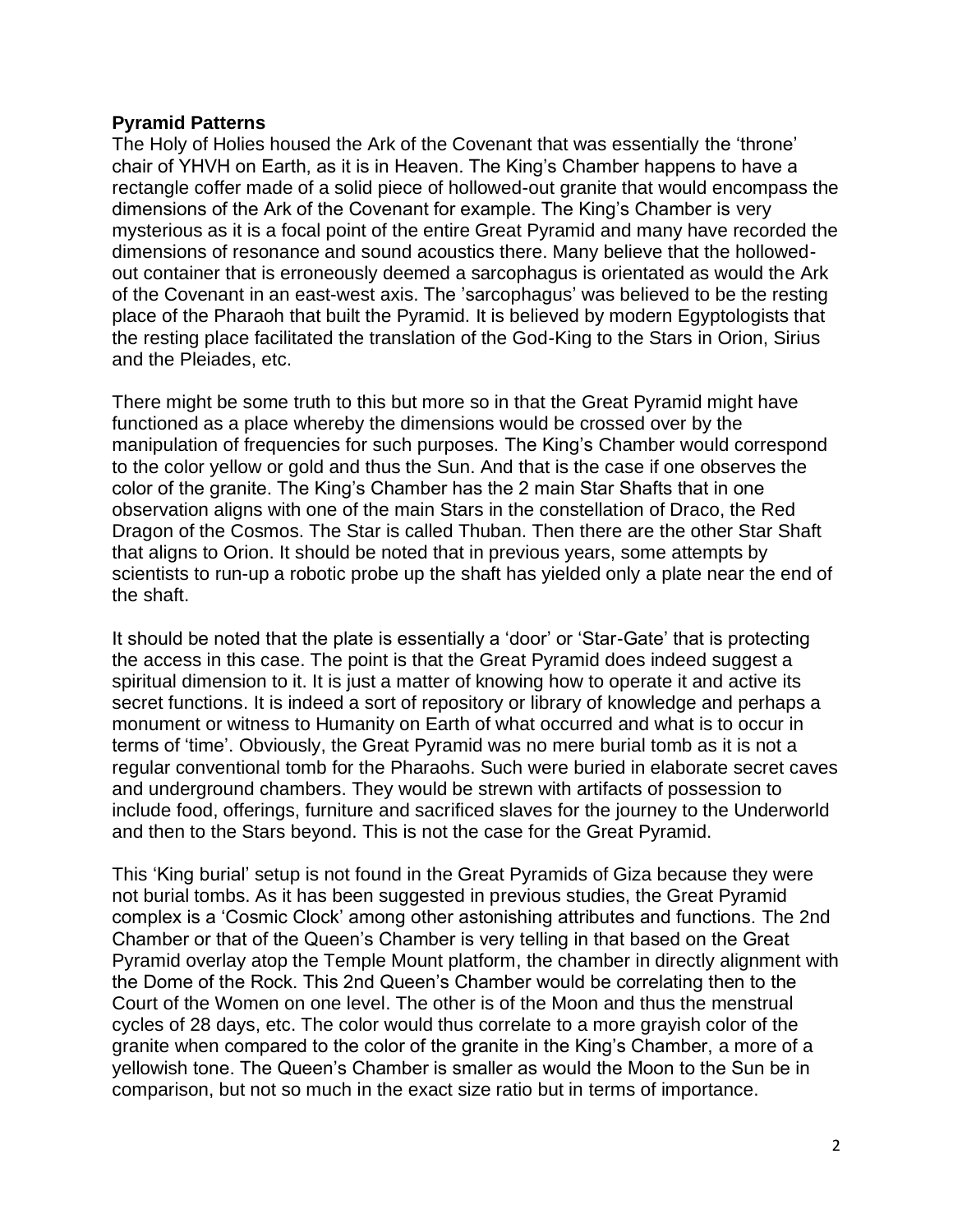**Pyramid Patterns**

The Holy of Holies housed the Ark of the Covenant that was essentially the 'throne' chair of YHVH on Earth, as it is in Heaven. The King's Chamber happens to have a rectangle coffer made of a solid piece of hollowed-out granite that would encompass the dimensions of the Ark of the Covenant for example. The King's Chamber is very mysterious as it is a focal point of the entire Great Pyramid and many have recorded the dimensions of resonance and sound acoustics there. Many believe that the hollowed-out container that is erroneously deemed a sarcophagus is orientated as would the Ark of the Covenant in an east-west axis. The 'sarcophagus' was believed to be the resting place of the Pharaoh that built the Pyramid. It is believed by modern Egyptologists that the resting place facilitated the translation of the God-King to the Stars in Orion, Sirius and the Pleiades, etc.

There might be some truth to this but more so in that the Great Pyramid might have functioned as a place whereby the dimensions would be crossed over by the manipulation of frequencies for such purposes. The King's Chamber would correspond to the color yellow or gold and thus the Sun. And that is the case if one observes the color of the granite. The King's Chamber has the 2 main Star Shafts that in one observation aligns with one of the main Stars in the constellation of Draco, the Red Dragon of the Cosmos. The Star is called Thuban. Then there are the other Star Shaft that aligns to Orion. It should be noted that in previous years, some attempts by scientists to run-up a robotic probe up the shaft has yielded only a plate near the end of the shaft.

It should be noted that the plate is essentially a 'door' or 'Star-Gate' that is protecting the access in this case. The point is that the Great Pyramid does indeed suggest a spiritual dimension to it. It is just a matter of knowing how to operate it and active its secret functions. It is indeed a sort of repository or library of knowledge and perhaps a monument or witness to Humanity on Earth of what occurred and what is to occur in terms of 'time'. Obviously, the Great Pyramid was no mere burial tomb as it is not a regular conventional tomb for the Pharaohs. Such were buried in elaborate secret caves and underground chambers. They would be strewn with artifacts of possession to include food, offerings, furniture and sacrificed slaves for the journey to the Underworld and then to the Stars beyond. This is not the case for the Great Pyramid.

This 'King burial' setup is not found in the Great Pyramids of Giza because they were not burial tombs. As it has been suggested in previous studies, the Great Pyramid complex is a 'Cosmic Clock' among other astonishing attributes and functions. The 2nd Chamber or that of the Queen's Chamber is very telling in that based on the Great Pyramid overlay atop the Temple Mount platform, the chamber in directly alignment with the Dome of the Rock. This 2nd Queen's Chamber would be correlating then to the Court of the Women on one level. The other is of the Moon and thus the menstrual cycles of 28 days, etc. The color would thus correlate to a more grayish color of the granite when compared to the color of the granite in the King's Chamber, a more of a yellowish tone. The Queen's Chamber is smaller as would the Moon to the Sun be in comparison, but not so much in the exact size ratio but in terms of importance.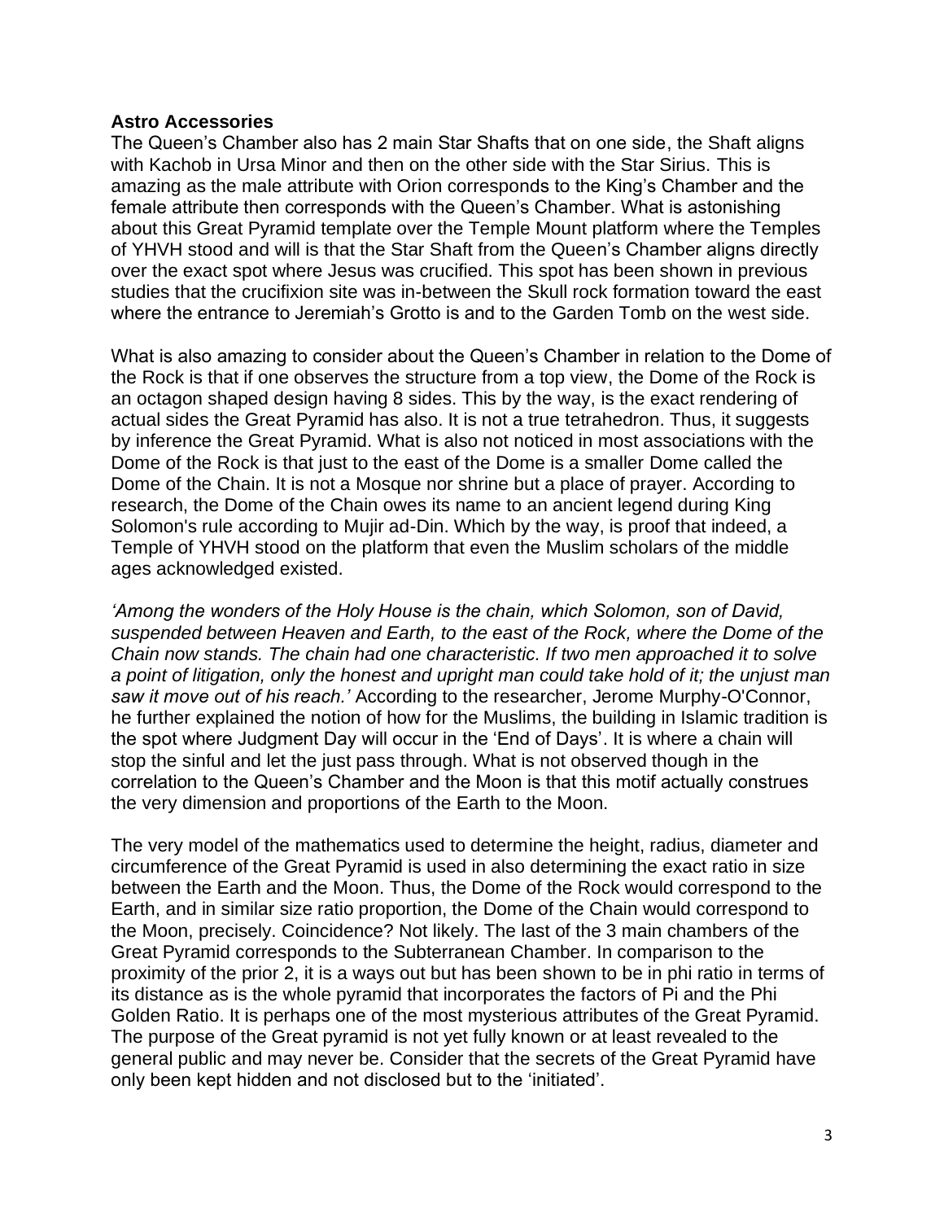**Astro Accessories**

The Queen's Chamber also has 2 main Star Shafts that on one side, the Shaft aligns with Kachob in Ursa Minor and then on the other side with the Star Sirius. This is amazing as the male attribute with Orion corresponds to the King's Chamber and the female attribute then corresponds with the Queen's Chamber. What is astonishing about this Great Pyramid template over the Temple Mount platform where the Temples of YHVH stood and will is that the Star Shaft from the Queen's Chamber aligns directly over the exact spot where Jesus was crucified. This spot has been shown in previous studies that the crucifixion site was in-between the Skull rock formation toward the east where the entrance to Jeremiah's Grotto is and to the Garden Tomb on the west side.

What is also amazing to consider about the Queen's Chamber in relation to the Dome of the Rock is that if one observes the structure from a top view, the Dome of the Rock is an octagon shaped design having 8 sides. This by the way, is the exact rendering of actual sides the Great Pyramid has also. It is not a true tetrahedron. Thus, it suggests by inference the Great Pyramid. What is also not noticed in most associations with the Dome of the Rock is that just to the east of the Dome is a smaller Dome called the Dome of the Chain. It is not a Mosque nor shrine but a place of prayer. According to research, the Dome of the Chain owes its name to an ancient legend during King Solomon's rule according to Mujir ad-Din. Which by the way, is proof that indeed, a Temple of YHVH stood on the platform that even the Muslim scholars of the middle ages acknowledged existed.

*'Among the wonders of the Holy House is the chain, which Solomon, son of David, suspended between Heaven and Earth, to the east of the Rock, where the Dome of the Chain now stands. The chain had one characteristic. If two men approached it to solve a point of litigation, only the honest and upright man could take hold of it; the unjust man saw it move out of his reach.'* According to the researcher, Jerome Murphy-O'Connor, he further explained the notion of how for the Muslims, the building in Islamic tradition is the spot where Judgment Day will occur in the 'End of Days'. It is where a chain will stop the sinful and let the just pass through. What is not observed though in the correlation to the Queen's Chamber and the Moon is that this motif actually construes the very dimension and proportions of the Earth to the Moon.

The very model of the mathematics used to determine the height, radius, diameter and circumference of the Great Pyramid is used in also determining the exact ratio in size between the Earth and the Moon. Thus, the Dome of the Rock would correspond to the Earth, and in similar size ratio proportion, the Dome of the Chain would correspond to the Moon, precisely. Coincidence? Not likely. The last of the 3 main chambers of the Great Pyramid corresponds to the Subterranean Chamber. In comparison to the proximity of the prior 2, it is a ways out but has been shown to be in phi ratio in terms of its distance as is the whole pyramid that incorporates the factors of Pi and the Phi Golden Ratio. It is perhaps one of the most mysterious attributes of the Great Pyramid. The purpose of the Great pyramid is not yet fully known or at least revealed to the general public and may never be. Consider that the secrets of the Great Pyramid have only been kept hidden and not disclosed but to the 'initiated'.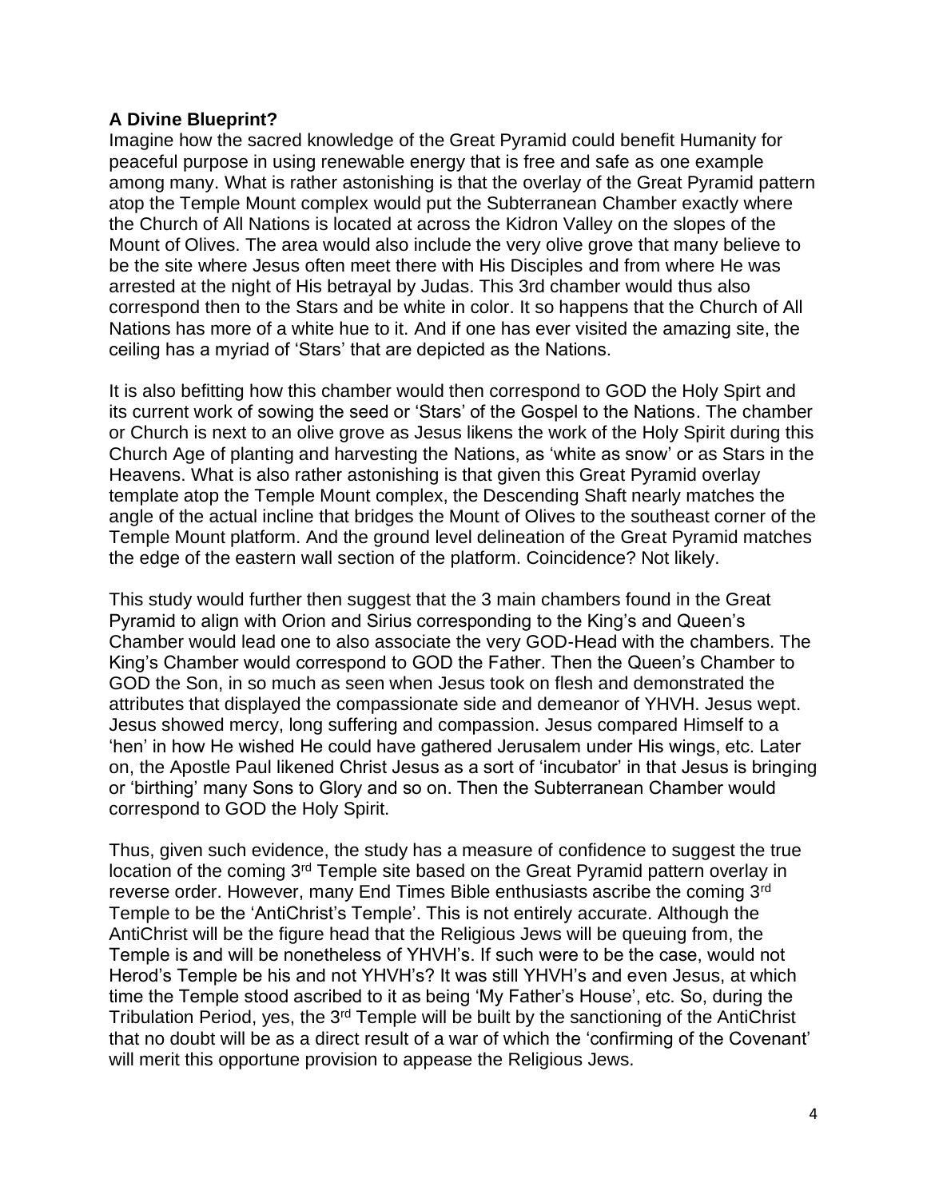**A Divine Blueprint?**

Imagine how the sacred knowledge of the Great Pyramid could benefit Humanity for peaceful purpose in using renewable energy that is free and safe as one example among many. What is rather astonishing is that the overlay of the Great Pyramid pattern atop the Temple Mount complex would put the Subterranean Chamber exactly where the Church of All Nations is located at across the Kidron Valley on the slopes of the Mount of Olives. The area would also include the very olive grove that many believe to be the site where Jesus often meet there with His Disciples and from where He was arrested at the night of His betrayal by Judas. This 3rd chamber would thus also correspond then to the Stars and be white in color. It so happens that the Church of All Nations has more of a white hue to it. And if one has ever visited the amazing site, the ceiling has a myriad of 'Stars' that are depicted as the Nations.

It is also befitting how this chamber would then correspond to GOD the Holy Spirt and its current work of sowing the seed or 'Stars' of the Gospel to the Nations. The chamber or Church is next to an olive grove as Jesus likens the work of the Holy Spirit during this Church Age of planting and harvesting the Nations, as 'white as snow' or as Stars in the Heavens. What is also rather astonishing is that given this Great Pyramid overlay template atop the Temple Mount complex, the Descending Shaft nearly matches the angle of the actual incline that bridges the Mount of Olives to the southeast corner of the Temple Mount platform. And the ground level delineation of the Great Pyramid matches the edge of the eastern wall section of the platform. Coincidence? Not likely.

This study would further then suggest that the 3 main chambers found in the Great Pyramid to align with Orion and Sirius corresponding to the King's and Queen's Chamber would lead one to also associate the very GOD-Head with the chambers. The King's Chamber would correspond to GOD the Father. Then the Queen's Chamber to GOD the Son, in so much as seen when Jesus took on flesh and demonstrated the attributes that displayed the compassionate side and demeanor of YHVH. Jesus wept. Jesus showed mercy, long suffering and compassion. Jesus compared Himself to a 'hen' in how He wished He could have gathered Jerusalem under His wings, etc. Later on, the Apostle Paul likened Christ Jesus as a sort of 'incubator' in that Jesus is bringing or 'birthing' many Sons to Glory and so on. Then the Subterranean Chamber would correspond to GOD the Holy Spirit.

Thus, given such evidence, the study has a measure of confidence to suggest the true location of the coming 3rd Temple site based on the Great Pyramid pattern overlay in reverse order. However, many End Times Bible enthusiasts ascribe the coming 3rd Temple to be the 'AntiChrist's Temple'. This is not entirely accurate. Although the AntiChrist will be the figure head that the Religious Jews will be queuing from, the Temple is and will be nonetheless of YHVH's. If such were to be the case, would not Herod's Temple be his and not YHVH's? It was still YHVH's and even Jesus, at which time the Temple stood ascribed to it as being 'My Father's House', etc. So, during the Tribulation Period, yes, the 3rd Temple will be built by the sanctioning of the AntiChrist that no doubt will be as a direct result of a war of which the 'confirming of the Covenant' will merit this opportune provision to appease the Religious Jews.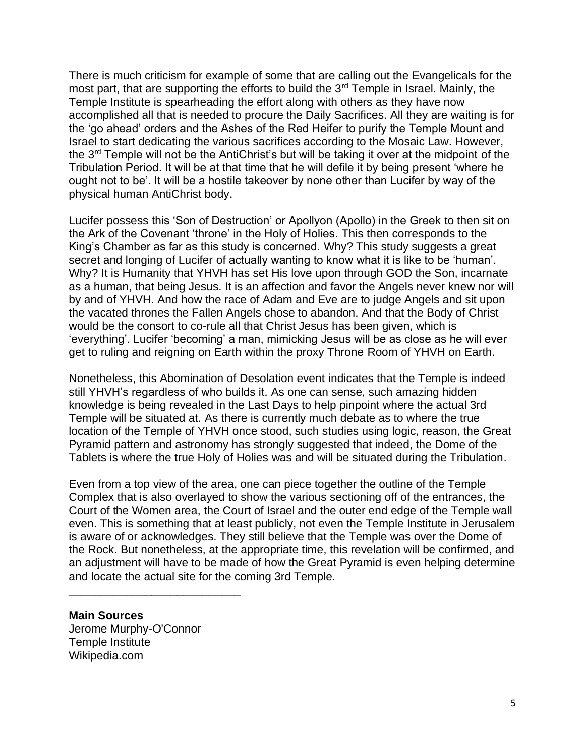There is much criticism for example of some that are calling out the Evangelicals for the most part, that are supporting the efforts to build the 3rd Temple in Israel. Mainly, the Temple Institute is spearheading the effort along with others as they have now accomplished all that is needed to procure the Daily Sacrifices. All they are waiting is for the 'go ahead' orders and the Ashes of the Red Heifer to purify the Temple Mount and Israel to start dedicating the various sacrifices according to the Mosaic Law. However, the 3rd Temple will not be the AntiChrist's but will be taking it over at the midpoint of the Tribulation Period. It will be at that time that he will defile it by being present 'where he ought not to be'. It will be a hostile takeover by none other than Lucifer by way of the physical human AntiChrist body.

Lucifer possess this 'Son of Destruction' or Apollyon (Apollo) in the Greek to then sit on the Ark of the Covenant 'throne' in the Holy of Holies. This then corresponds to the King's Chamber as far as this study is concerned. Why? This study suggests a great secret and longing of Lucifer of actually wanting to know what it is like to be 'human'. Why? It is Humanity that YHVH has set His love upon through GOD the Son, incarnate as a human, that being Jesus. It is an affection and favor the Angels never knew nor will by and of YHVH. And how the race of Adam and Eve are to judge Angels and sit upon the vacated thrones the Fallen Angels chose to abandon. And that the Body of Christ would be the consort to co-rule all that Christ Jesus has been given, which is 'everything'. Lucifer 'becoming' a man, mimicking Jesus will be as close as he will ever get to ruling and reigning on Earth within the proxy Throne Room of YHVH on Earth.

Nonetheless, this Abomination of Desolation event indicates that the Temple is indeed still YHVH's regardless of who builds it. As one can sense, such amazing hidden knowledge is being revealed in the Last Days to help pinpoint where the actual 3rd Temple will be situated at. As there is currently much debate as to where the true location of the Temple of YHVH once stood, such studies using logic, reason, the Great Pyramid pattern and astronomy has strongly suggested that indeed, the Dome of the Tablets is where the true Holy of Holies was and will be situated during the Tribulation.

Even from a top view of the area, one can piece together the outline of the Temple Complex that is also overlayed to show the various sectioning off of the entrances, the Court of the Women area, the Court of Israel and the outer end edge of the Temple wall even. This is something that at least publicly, not even the Temple Institute in Jerusalem is aware of or acknowledges. They still believe that the Temple was over the Dome of the Rock. But nonetheless, at the appropriate time, this revelation will be confirmed, and an adjustment will have to be made of how the Great Pyramid is even helping determine and locate the actual site for the coming 3rd Temple.

---

**Main Sources**
Jerome Murphy-O'Connor
Temple Institute
Wikipedia.com